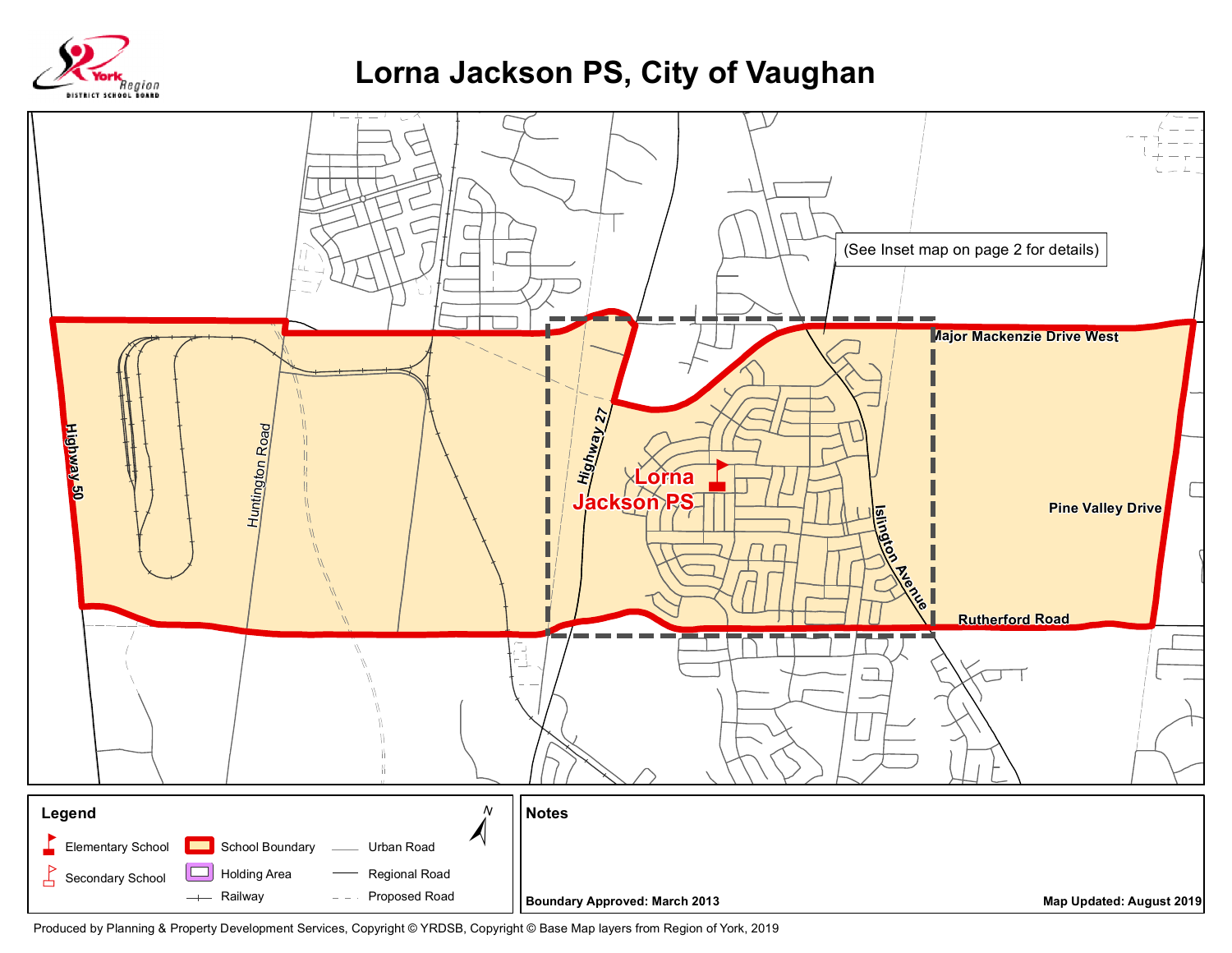# Lorna Jackson PS, City of Vaughan

York Region District School Board

(See Inset map on page 2 for details)

Major Mackenzie Drive West

Highway 50

Huntington Road

Highway 27

Lorna Jackson PS

Islington Avenue

Pine Valley Drive

Rutherford Road

**Legend**

- Elementary School
- Secondary School
- School Boundary
- Holding Area
- Railway
- Urban Road
- Regional Road
- Proposed Road

N

**Notes**

**Boundary Approved: March 2013**

**Map Updated: August 2019**

Produced by Planning & Property Development Services, Copyright © YRDSB, Copyright © Base Map layers from Region of York, 2019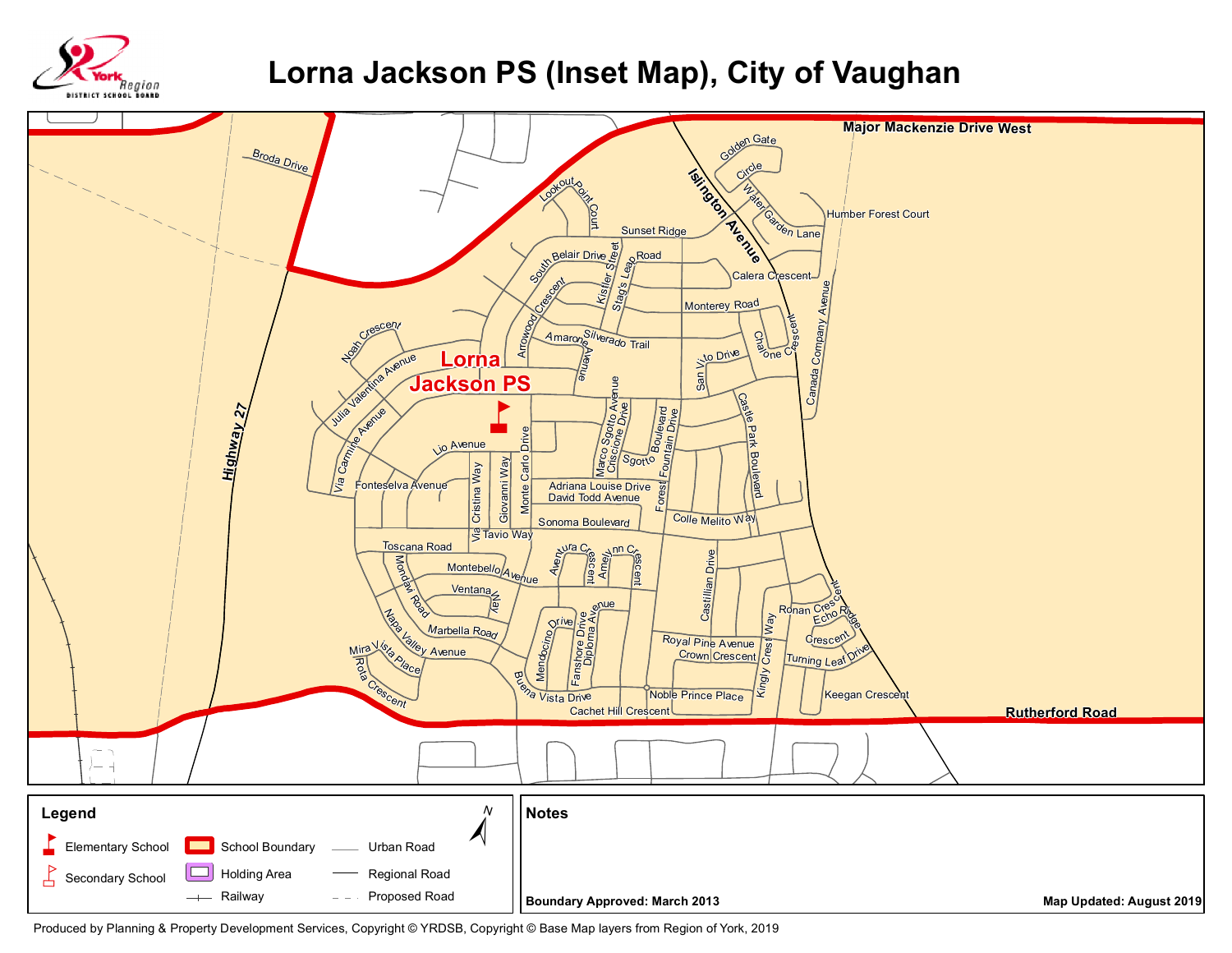# Lorna Jackson PS (Inset Map), City of Vaughan

York Region District School Board

Major Mackenzie Drive West

Rutherford Road

Highway 27

Islington Avenue

Broda Drive

Lookout Point Court

Golden Gate

Circle

Water Garden Lane

Humber Forest Court

Sunset Ridge

South Belair Drive

Kistler Street

Stag's Leap Road

Calera Crescent

Arrowood Crescent

Monterey Road

Canada Company Avenue

Noah Crescent

Amarone Avenue

Silverado Trail

Charlone Crescent

Julia Valentina Avenue

San Vito Drive

**Lorna Jackson PS**

Via Carmine Avenue

Lio Avenue

Monte Carlo Drive

Marco Sgotto Avenue

Criscione Drive

Sgotto Boulevard

Forest Fountain Drive

Castle Park Boulevard

Fonteselva Avenue

Via Cristina Way

Giovanni Way

Adriana Louise Drive

David Todd Avenue

Colle Melito Way

Sonoma Boulevard

Tavio Way

Toscana Road

Aventura Crescent

Amelynn Crescent

Montebello Avenue

Mondavi Road

Castillian Drive

Ventana Way

Ronan Crescent

Echo Ridge

Marbella Road

Mendocino Drive

Fanshore Drive

Diploma Avenue

Royal Pine Avenue

Crown Crescent

Kingly Crest Way

Crescent

Turning Leaf Drive

Napa Valley Avenue

Mira Vista Place

Rota Crescent

Buena Vista Drive

Noble Prince Place

Cachet Hill Crescent

Keegan Crescent

## Legend

- Elementary School
- Secondary School
- School Boundary
- Holding Area
- Railway
- Urban Road
- Regional Road
- Proposed Road

## Notes

Boundary Approved: March 2013

Map Updated: August 2019

Produced by Planning & Property Development Services, Copyright © YRDSB, Copyright © Base Map layers from Region of York, 2019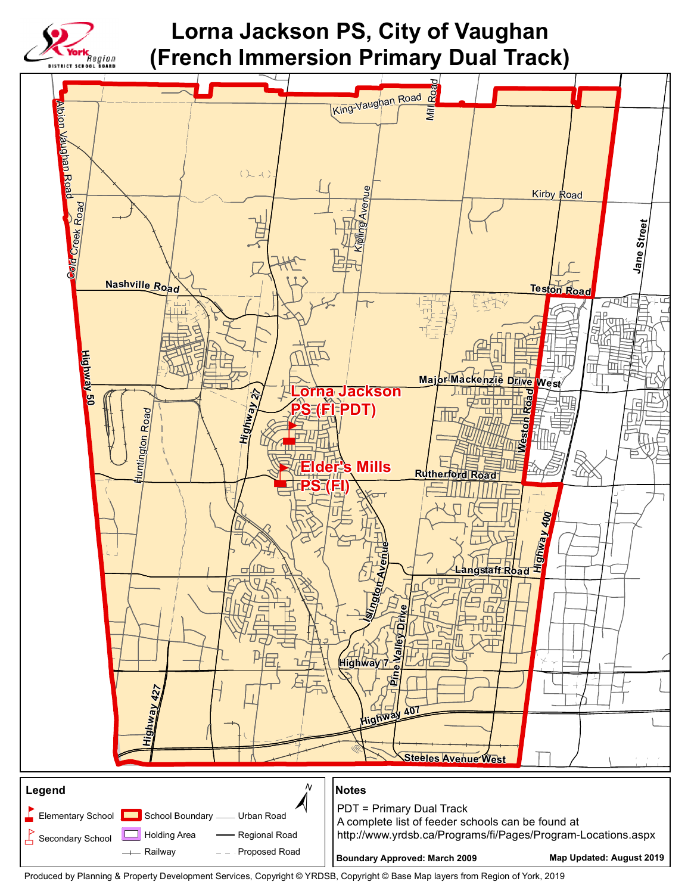# Lorna Jackson PS, City of Vaughan (French Immersion Primary Dual Track)

King-Vaughan Road
Mill Road
Albion Vaughan Road
Kirby Road
Kipling Avenue
Cold Creek Road
Jane Street
Nashville Road
Teston Road
Highway 50
Major Mackenzie Drive West
Lorna Jackson PS (FI PDT)
Highway 27
Weston Road
Huntington Road
Elder's Mills PS (FI)
Rutherford Road
Highway 400
Langstaff Road
Islington Avenue
Pine Valley Drive
Highway 7
Highway 427
Highway 407
Steeles Avenue West

**Legend**

- Elementary School
- Secondary School
- School Boundary
- Holding Area
- Railway
- Urban Road
- Regional Road
- Proposed Road

N

**Notes**

PDT = Primary Dual Track

A complete list of feeder schools can be found at http://www.yrdsb.ca/Programs/fi/Pages/Program-Locations.aspx

**Boundary Approved: March 2009**

**Map Updated: August 2019**

Produced by Planning & Property Development Services, Copyright © YRDSB, Copyright © Base Map layers from Region of York, 2019